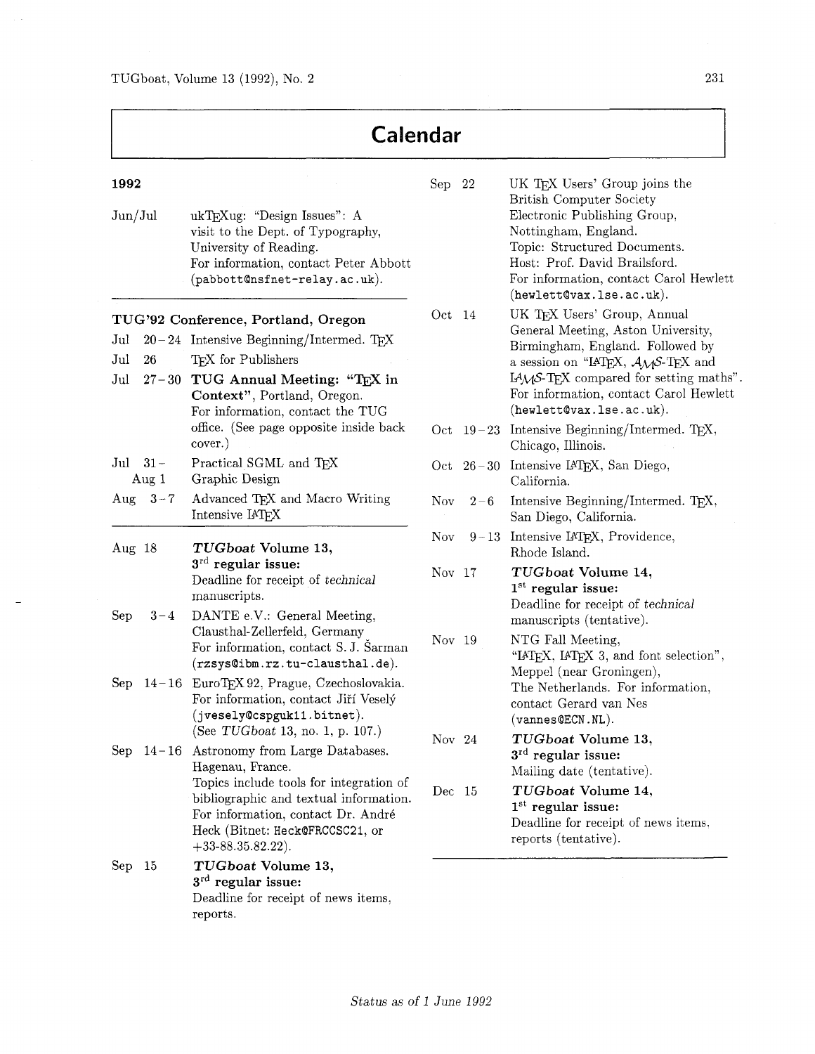# Calendar

**1992**

| | |
|---|---|
| Jun/Jul | ukTEXug: "Design Issues": A visit to the Dept. of Typography, University of Reading. For information, contact Peter Abbott (pabbott@nsfnet-relay.ac.uk). |

**TUG'92 Conference, Portland, Oregon**

| | |
|---|---|
| Jul 20–24 | Intensive Beginning/Intermed. TEX |
| Jul 26 | TEX for Publishers |
| Jul 27–30 | **TUG Annual Meeting: "TEX in Context"**, Portland, Oregon. For information, contact the TUG office. (See page opposite inside back cover.) |
| Jul 31–Aug 1 | Practical SGML and TEX; Graphic Design |
| Aug 3–7 | Advanced TEX and Macro Writing; Intensive LATEX |

| | |
|---|---|
| Aug 18 | ***TUGboat* Volume 13, 3rd regular issue:** Deadline for receipt of *technical* manuscripts. |
| Sep 3–4 | DANTE e.V.: General Meeting, Clausthal-Zellerfeld, Germany. For information, contact S. J. Šarman (rzsys@ibm.rz.tu-clausthal.de). |
| Sep 14–16 | EuroTEX 92, Prague, Czechoslovakia. For information, contact Jiří Veselý (jvesely@cspguk11.bitnet). (See *TUGboat* 13, no. 1, p. 107.) |
| Sep 14–16 | Astronomy from Large Databases. Hagenau, France. Topics include tools for integration of bibliographic and textual information. For information, contact Dr. André Heck (Bitnet: Heck@FRCCSC21, or +33-88.35.82.22). |
| Sep 15 | ***TUGboat* Volume 13, 3rd regular issue:** Deadline for receipt of news items, reports. |
| Sep 22 | UK TEX Users' Group joins the British Computer Society Electronic Publishing Group, Nottingham, England. Topic: Structured Documents. Host: Prof. David Brailsford. For information, contact Carol Hewlett (hewlett@vax.lse.ac.uk). |
| Oct 14 | UK TEX Users' Group, Annual General Meeting, Aston University, Birmingham, England. Followed by a session on "LATEX, AMS-TEX and LAMS-TEX compared for setting maths". For information, contact Carol Hewlett (hewlett@vax.lse.ac.uk). |
| Oct 19–23 | Intensive Beginning/Intermed. TEX, Chicago, Illinois. |
| Oct 26–30 | Intensive LATEX, San Diego, California. |
| Nov 2–6 | Intensive Beginning/Intermed. TEX, San Diego, California. |
| Nov 9–13 | Intensive LATEX, Providence, Rhode Island. |
| Nov 17 | ***TUGboat* Volume 14, 1st regular issue:** Deadline for receipt of *technical* manuscripts (tentative). |
| Nov 19 | NTG Fall Meeting, "LATEX, LATEX 3, and font selection", Meppel (near Groningen), The Netherlands. For information, contact Gerard van Nes (vannes@ECN.NL). |
| Nov 24 | ***TUGboat* Volume 13, 3rd regular issue:** Mailing date (tentative). |
| Dec 15 | ***TUGboat* Volume 14, 1st regular issue:** Deadline for receipt of news items, reports (tentative). |

*Status as of 1 June 1992*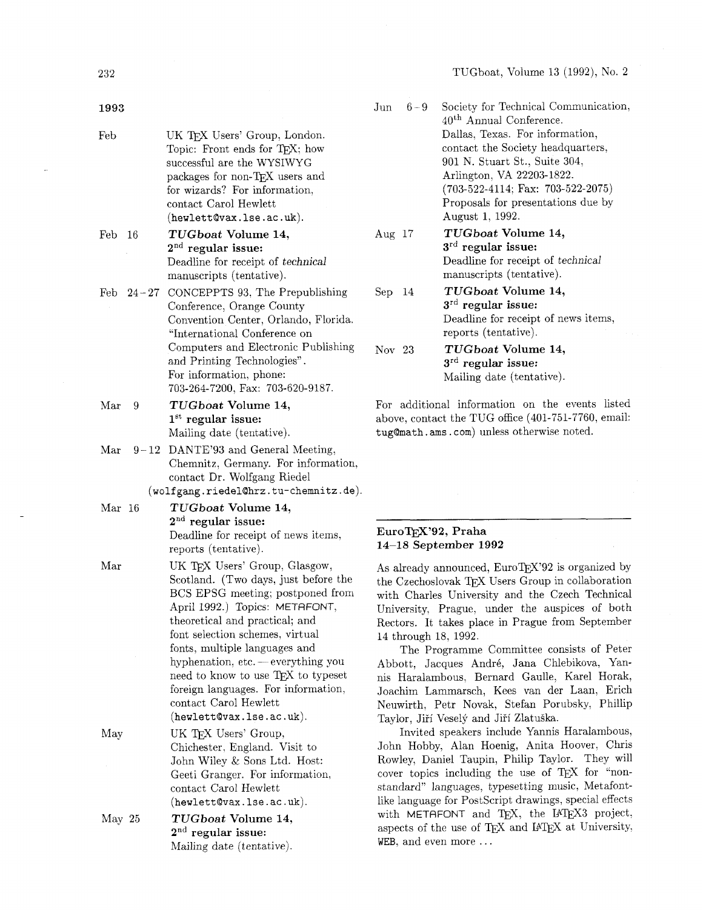**1993**

Feb — UK TeX Users' Group, London. Topic: Front ends for TeX: how successful are the WYSIWYG packages for non-TeX users and for wizards? For information, contact Carol Hewlett (hewlett@vax.lse.ac.uk).

Feb 16 — ***TUGboat* Volume 14, 2^nd^ regular issue:** Deadline for receipt of *technical* manuscripts (tentative).

Feb 24–27 — CONCEPPTS 93, The Prepublishing Conference, Orange County Convention Center, Orlando, Florida. "International Conference on Computers and Electronic Publishing and Printing Technologies". For information, phone: 703-264-7200, Fax: 703-620-9187.

Mar 9 — ***TUGboat* Volume 14, 1^st^ regular issue:** Mailing date (tentative).

Mar 9–12 — DANTE'93 and General Meeting, Chemnitz, Germany. For information, contact Dr. Wolfgang Riedel (wolfgang.riedel@hrz.tu-chemnitz.de).

Mar 16 — ***TUGboat* Volume 14, 2^nd^ regular issue:** Deadline for receipt of news items, reports (tentative).

Mar — UK TeX Users' Group, Glasgow, Scotland. (Two days, just before the BCS EPSG meeting; postponed from April 1992.) Topics: METAFONT, theoretical and practical; and font selection schemes, virtual fonts, multiple languages and hyphenation, etc. — everything you need to know to use TeX to typeset foreign languages. For information, contact Carol Hewlett (hewlett@vax.lse.ac.uk).

May — UK TeX Users' Group, Chichester, England. Visit to John Wiley & Sons Ltd. Host: Geeti Granger. For information, contact Carol Hewlett (hewlett@vax.lse.ac.uk).

May 25 — ***TUGboat* Volume 14, 2^nd^ regular issue:** Mailing date (tentative).

Jun 6–9 — Society for Technical Communication, 40^th^ Annual Conference. Dallas, Texas. For information, contact the Society headquarters, 901 N. Stuart St., Suite 304, Arlington, VA 22203-1822. (703-522-4114; Fax: 703-522-2075) Proposals for presentations due by August 1, 1992.

Aug 17 — ***TUGboat* Volume 14, 3^rd^ regular issue:** Deadline for receipt of *technical* manuscripts (tentative).

Sep 14 — ***TUGboat* Volume 14, 3^rd^ regular issue:** Deadline for receipt of news items, reports (tentative).

Nov 23 — ***TUGboat* Volume 14, 3^rd^ regular issue:** Mailing date (tentative).

For additional information on the events listed above, contact the TUG office (401-751-7760, email: tug@math.ams.com) unless otherwise noted.

## EuroTeX'92, Praha 14–18 September 1992

As already announced, EuroTeX'92 is organized by the Czechoslovak TeX Users Group in collaboration with Charles University and the Czech Technical University, Prague, under the auspices of both Rectors. It takes place in Prague from September 14 through 18, 1992.

The Programme Committee consists of Peter Abbott, Jacques André, Jana Chlebikova, Yannis Haralambous, Bernard Gaulle, Karel Horak, Joachim Lammarsch, Kees van der Laan, Erich Neuwirth, Petr Novak, Stefan Porubsky, Phillip Taylor, Jiří Veselý and Jiří Zlatuška.

Invited speakers include Yannis Haralambous, John Hobby, Alan Hoenig, Anita Hoover, Chris Rowley, Daniel Taupin, Philip Taylor. They will cover topics including the use of TeX for "non-standard" languages, typesetting music, Metafont-like language for PostScript drawings, special effects with METAFONT and TeX, the LaTeX3 project, aspects of the use of TeX and LaTeX at University, WEB, and even more ...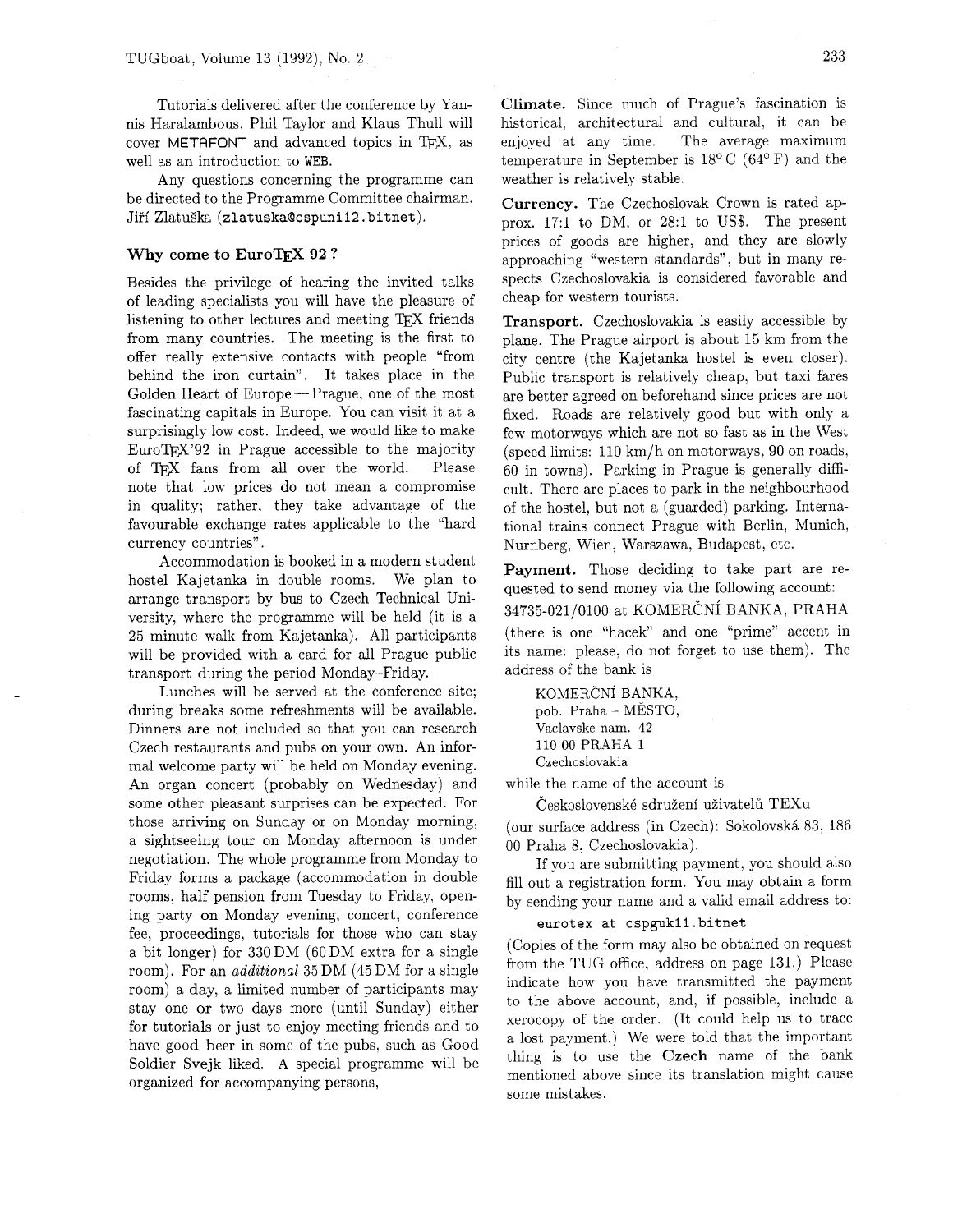Tutorials delivered after the conference by Yannis Haralambous, Phil Taylor and Klaus Thull will cover METAFONT and advanced topics in TEX, as well as an introduction to WEB.

Any questions concerning the programme can be directed to the Programme Committee chairman, Jiří Zlatuška (`zlatuska@cspuni12.bitnet`).

### Why come to EuroTEX 92?

Besides the privilege of hearing the invited talks of leading specialists you will have the pleasure of listening to other lectures and meeting TEX friends from many countries. The meeting is the first to offer really extensive contacts with people "from behind the iron curtain". It takes place in the Golden Heart of Europe — Prague, one of the most fascinating capitals in Europe. You can visit it at a surprisingly low cost. Indeed, we would like to make EuroTEX'92 in Prague accessible to the majority of TEX fans from all over the world. Please note that low prices do not mean a compromise in quality; rather, they take advantage of the favourable exchange rates applicable to the "hard currency countries".

Accommodation is booked in a modern student hostel Kajetanka in double rooms. We plan to arrange transport by bus to Czech Technical University, where the programme will be held (it is a 25 minute walk from Kajetanka). All participants will be provided with a card for all Prague public transport during the period Monday–Friday.

Lunches will be served at the conference site; during breaks some refreshments will be available. Dinners are not included so that you can research Czech restaurants and pubs on your own. An informal welcome party will be held on Monday evening. An organ concert (probably on Wednesday) and some other pleasant surprises can be expected. For those arriving on Sunday or on Monday morning, a sightseeing tour on Monday afternoon is under negotiation. The whole programme from Monday to Friday forms a package (accommodation in double rooms, half pension from Tuesday to Friday, opening party on Monday evening, concert, conference fee, proceedings, tutorials for those who can stay a bit longer) for 330 DM (60 DM extra for a single room). For an *additional* 35 DM (45 DM for a single room) a day, a limited number of participants may stay one or two days more (until Sunday) either for tutorials or just to enjoy meeting friends and to have good beer in some of the pubs, such as Good Soldier Svejk liked. A special programme will be organized for accompanying persons,

**Climate.** Since much of Prague's fascination is historical, architectural and cultural, it can be enjoyed at any time. The average maximum temperature in September is 18° C (64° F) and the weather is relatively stable.

**Currency.** The Czechoslovak Crown is rated approx. 17:1 to DM, or 28:1 to US$. The present prices of goods are higher, and they are slowly approaching "western standards", but in many respects Czechoslovakia is considered favorable and cheap for western tourists.

**Transport.** Czechoslovakia is easily accessible by plane. The Prague airport is about 15 km from the city centre (the Kajetanka hostel is even closer). Public transport is relatively cheap, but taxi fares are better agreed on beforehand since prices are not fixed. Roads are relatively good but with only a few motorways which are not so fast as in the West (speed limits: 110 km/h on motorways, 90 on roads, 60 in towns). Parking in Prague is generally difficult. There are places to park in the neighbourhood of the hostel, but not a (guarded) parking. International trains connect Prague with Berlin, Munich, Nurnberg, Wien, Warszawa, Budapest, etc.

**Payment.** Those deciding to take part are requested to send money via the following account:

34735-021/0100 at KOMERČNÍ BANKA, PRAHA

(there is one "hacek" and one "prime" accent in its name: please, do not forget to use them). The address of the bank is

KOMERČNÍ BANKA,
pob. Praha - MĚSTO,
Vaclavske nam. 42
110 00 PRAHA 1
Czechoslovakia

while the name of the account is

Československé sdružení uživatelů TEXu

(our surface address (in Czech): Sokolovská 83, 186 00 Praha 8, Czechoslovakia).

If you are submitting payment, you should also fill out a registration form. You may obtain a form by sending your name and a valid email address to:

`eurotex at cspguk11.bitnet`

(Copies of the form may also be obtained on request from the TUG office, address on page 131.) Please indicate how you have transmitted the payment to the above account, and, if possible, include a xerocopy of the order. (It could help us to trace a lost payment.) We were told that the important thing is to use the **Czech** name of the bank mentioned above since its translation might cause some mistakes.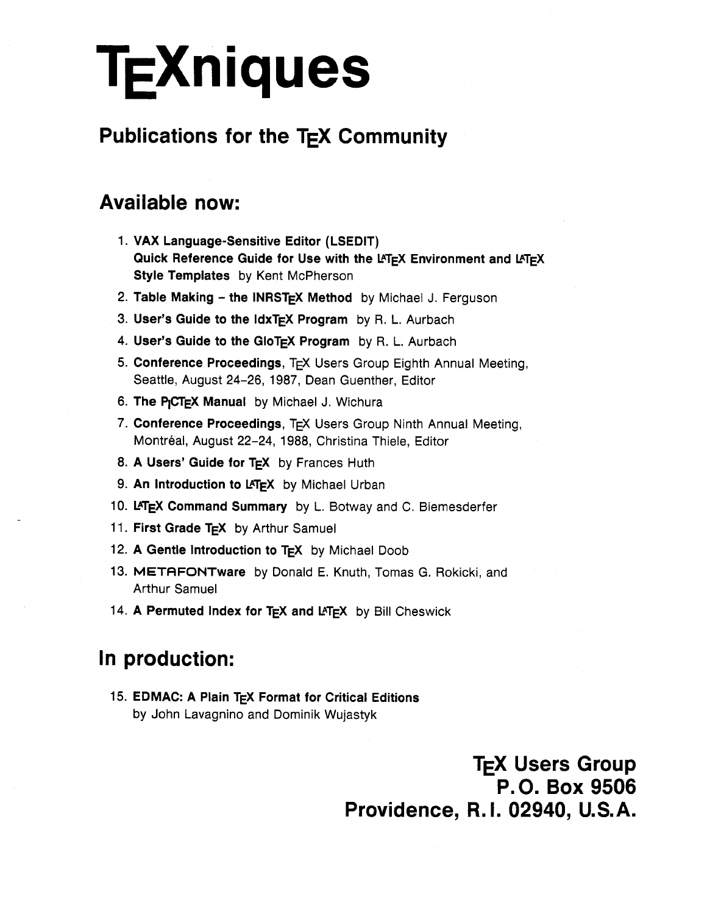# TEXniques

## Publications for the TEX Community

## Available now:

1. **VAX Language-Sensitive Editor (LSEDIT) Quick Reference Guide for Use with the LATEX Environment and LATEX Style Templates** by Kent McPherson
2. **Table Making – the INRSTEX Method** by Michael J. Ferguson
3. **User's Guide to the IdxTEX Program** by R. L. Aurbach
4. **User's Guide to the GloTEX Program** by R. L. Aurbach
5. **Conference Proceedings**, TEX Users Group Eighth Annual Meeting, Seattle, August 24–26, 1987, Dean Guenther, Editor
6. **The PICTEX Manual** by Michael J. Wichura
7. **Conference Proceedings**, TEX Users Group Ninth Annual Meeting, Montréal, August 22–24, 1988, Christina Thiele, Editor
8. **A Users' Guide for TEX** by Frances Huth
9. **An Introduction to LATEX** by Michael Urban
10. **LATEX Command Summary** by L. Botway and C. Biemesderfer
11. **First Grade TEX** by Arthur Samuel
12. **A Gentle Introduction to TEX** by Michael Doob
13. **METAFONTware** by Donald E. Knuth, Tomas G. Rokicki, and Arthur Samuel
14. **A Permuted Index for TEX and LATEX** by Bill Cheswick

## In production:

15. **EDMAC: A Plain TEX Format for Critical Editions** by John Lavagnino and Dominik Wujastyk

**TEX Users Group**
**P.O. Box 9506**
**Providence, R.I. 02940, U.S.A.**